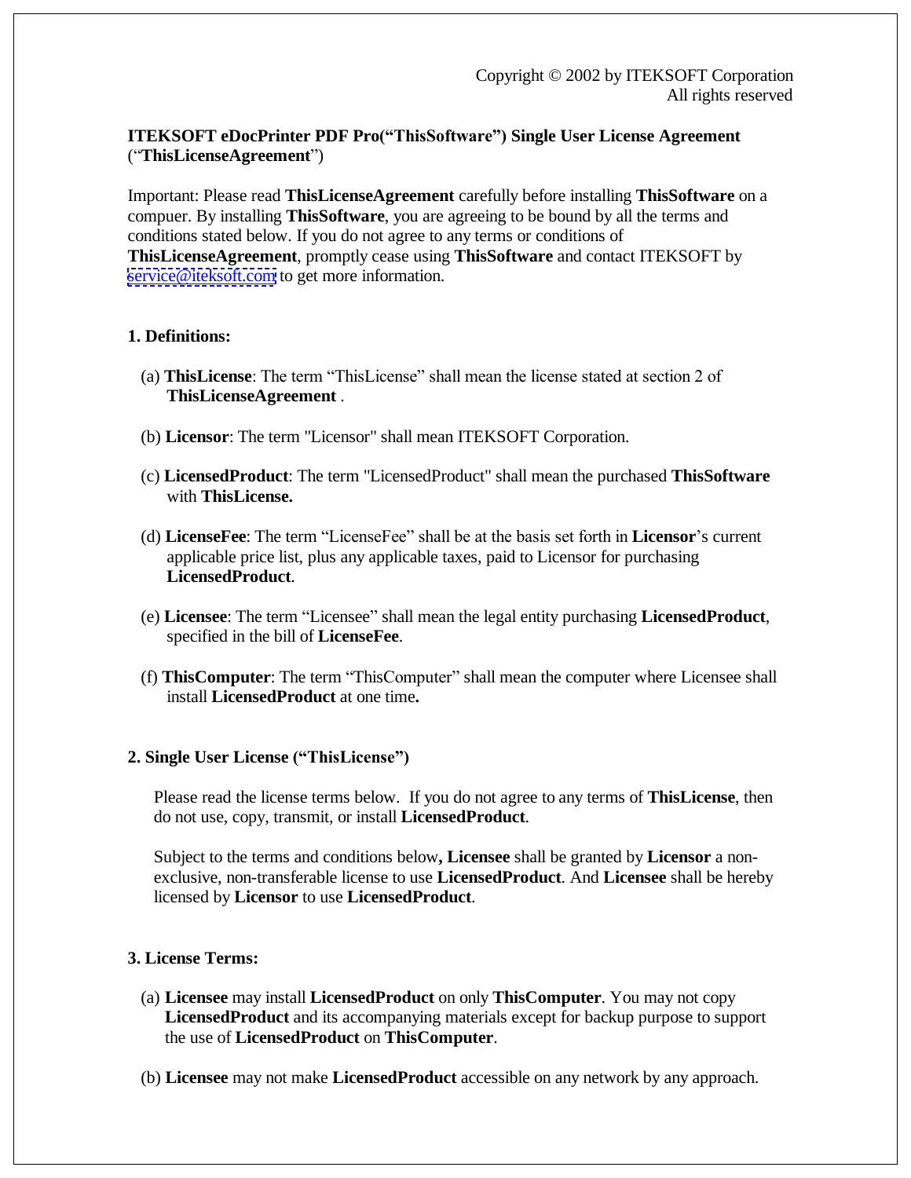Copyright © 2002 by ITEKSOFT Corporation
All rights reserved

**ITEKSOFT eDocPrinter PDF Pro("ThisSoftware") Single User License Agreement** ("**ThisLicenseAgreement**")

Important: Please read **ThisLicenseAgreement** carefully before installing **ThisSoftware** on a compuer. By installing **ThisSoftware**, you are agreeing to be bound by all the terms and conditions stated below. If you do not agree to any terms or conditions of **ThisLicenseAgreement**, promptly cease using **ThisSoftware** and contact ITEKSOFT by service@iteksoft.com to get more information.

## 1. Definitions:

(a) **ThisLicense**: The term "ThisLicense" shall mean the license stated at section 2 of **ThisLicenseAgreement** .

(b) **Licensor**: The term "Licensor" shall mean ITEKSOFT Corporation.

(c) **LicensedProduct**: The term "LicensedProduct" shall mean the purchased **ThisSoftware** with **ThisLicense.**

(d) **LicenseFee**: The term "LicenseFee" shall be at the basis set forth in **Licensor**'s current applicable price list, plus any applicable taxes, paid to Licensor for purchasing **LicensedProduct**.

(e) **Licensee**: The term "Licensee" shall mean the legal entity purchasing **LicensedProduct**, specified in the bill of **LicenseFee**.

(f) **ThisComputer**: The term "ThisComputer" shall mean the computer where Licensee shall install **LicensedProduct** at one time**.**

## 2. Single User License ("ThisLicense")

Please read the license terms below. If you do not agree to any terms of **ThisLicense**, then do not use, copy, transmit, or install **LicensedProduct**.

Subject to the terms and conditions below**, Licensee** shall be granted by **Licensor** a non-exclusive, non-transferable license to use **LicensedProduct**. And **Licensee** shall be hereby licensed by **Licensor** to use **LicensedProduct**.

## 3. License Terms:

(a) **Licensee** may install **LicensedProduct** on only **ThisComputer**. You may not copy **LicensedProduct** and its accompanying materials except for backup purpose to support the use of **LicensedProduct** on **ThisComputer**.

(b) **Licensee** may not make **LicensedProduct** accessible on any network by any approach.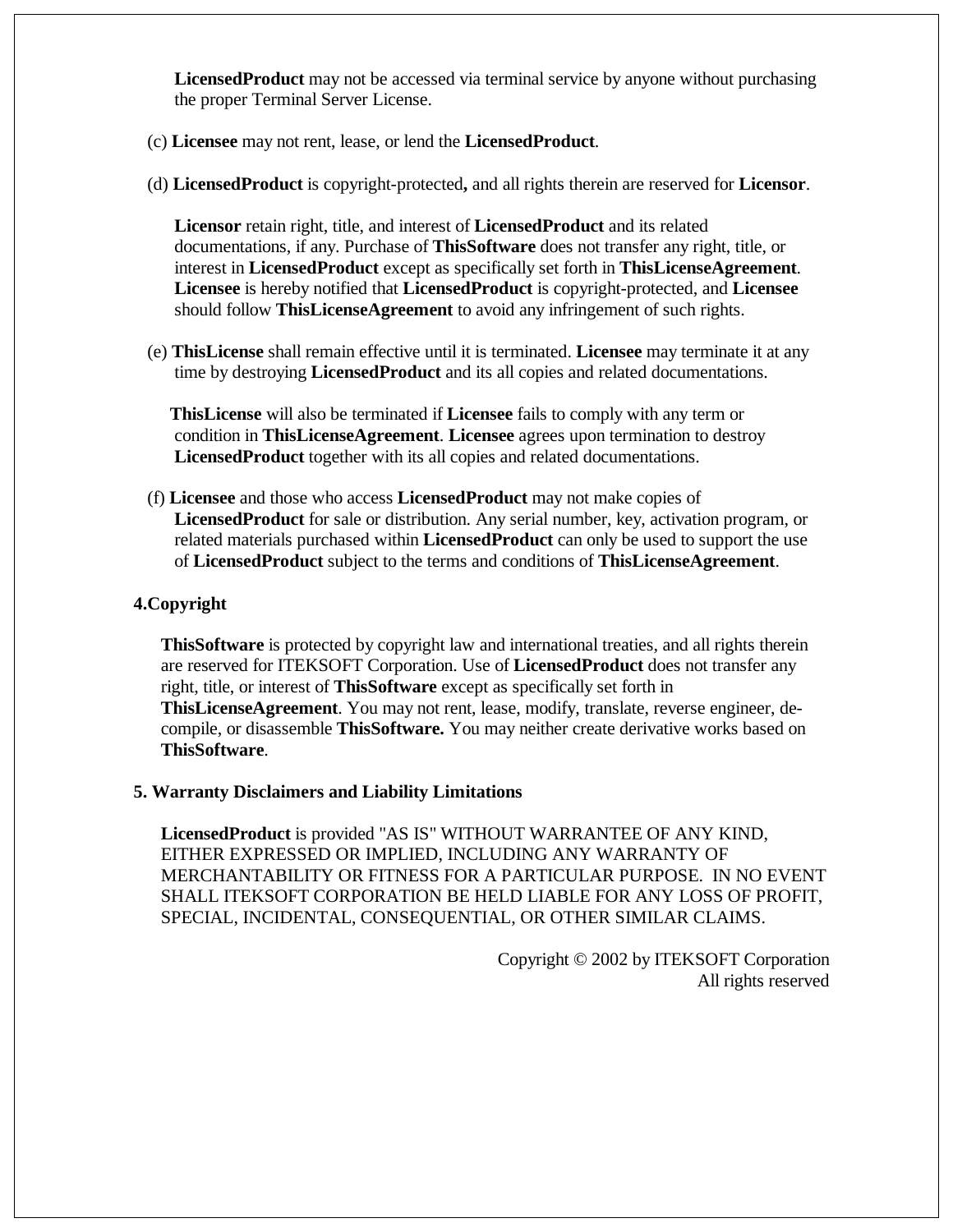**LicensedProduct** may not be accessed via terminal service by anyone without purchasing the proper Terminal Server License.

(c) **Licensee** may not rent, lease, or lend the **LicensedProduct**.

(d) **LicensedProduct** is copyright-protected**,** and all rights therein are reserved for **Licensor**.

**Licensor** retain right, title, and interest of **LicensedProduct** and its related documentations, if any. Purchase of **ThisSoftware** does not transfer any right, title, or interest in **LicensedProduct** except as specifically set forth in **ThisLicenseAgreement**. **Licensee** is hereby notified that **LicensedProduct** is copyright-protected, and **Licensee** should follow **ThisLicenseAgreement** to avoid any infringement of such rights.

(e) **ThisLicense** shall remain effective until it is terminated. **Licensee** may terminate it at any time by destroying **LicensedProduct** and its all copies and related documentations.

**ThisLicense** will also be terminated if **Licensee** fails to comply with any term or condition in **ThisLicenseAgreement**. **Licensee** agrees upon termination to destroy **LicensedProduct** together with its all copies and related documentations.

(f) **Licensee** and those who access **LicensedProduct** may not make copies of **LicensedProduct** for sale or distribution. Any serial number, key, activation program, or related materials purchased within **LicensedProduct** can only be used to support the use of **LicensedProduct** subject to the terms and conditions of **ThisLicenseAgreement**.

**4.Copyright**

**ThisSoftware** is protected by copyright law and international treaties, and all rights therein are reserved for ITEKSOFT Corporation. Use of **LicensedProduct** does not transfer any right, title, or interest of **ThisSoftware** except as specifically set forth in **ThisLicenseAgreement**. You may not rent, lease, modify, translate, reverse engineer, de-compile, or disassemble **ThisSoftware.** You may neither create derivative works based on **ThisSoftware**.

**5. Warranty Disclaimers and Liability Limitations**

**LicensedProduct** is provided "AS IS" WITHOUT WARRANTEE OF ANY KIND, EITHER EXPRESSED OR IMPLIED, INCLUDING ANY WARRANTY OF MERCHANTABILITY OR FITNESS FOR A PARTICULAR PURPOSE. IN NO EVENT SHALL ITEKSOFT CORPORATION BE HELD LIABLE FOR ANY LOSS OF PROFIT, SPECIAL, INCIDENTAL, CONSEQUENTIAL, OR OTHER SIMILAR CLAIMS.

Copyright © 2002 by ITEKSOFT Corporation
All rights reserved